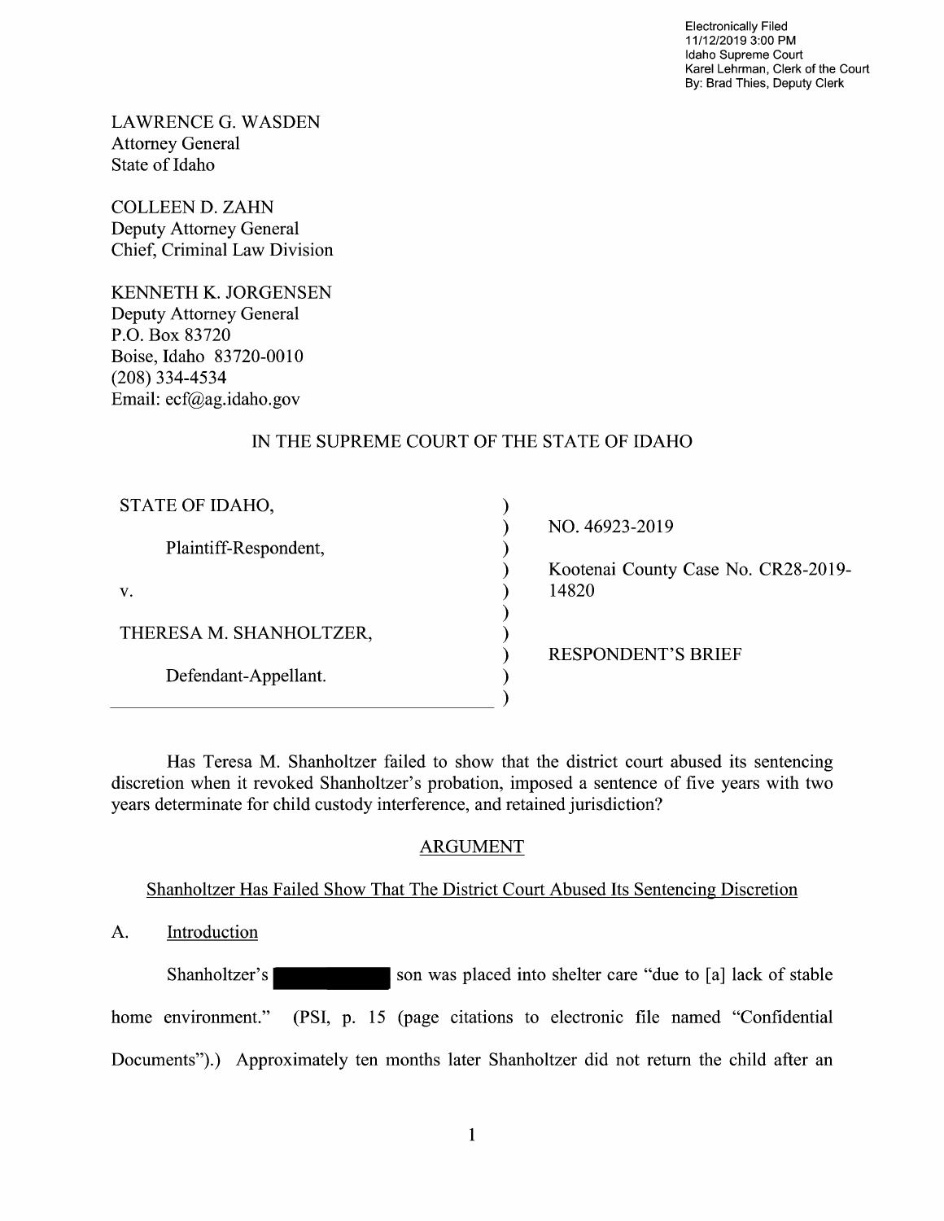Electronically Filed
11/12/2019 3:00 PM
Idaho Supreme Court
Karel Lehrman, Clerk of the Court
By: Brad Thies, Deputy Clerk

LAWRENCE G. WASDEN
Attorney General
State of Idaho

COLLEEN D. ZAHN
Deputy Attorney General
Chief, Criminal Law Division

KENNETH K. JORGENSEN
Deputy Attorney General
P.O. Box 83720
Boise, Idaho 83720-0010
(208) 334-4534
Email: ecf@ag.idaho.gov

IN THE SUPREME COURT OF THE STATE OF IDAHO

| | | |
|---|---|---|
| STATE OF IDAHO, | ) | |
| | ) | NO. 46923-2019 |
| Plaintiff-Respondent, | ) | |
| | ) | Kootenai County Case No. CR28-2019- |
| v. | ) | 14820 |
| | ) | |
| THERESA M. SHANHOLTZER, | ) | |
| | ) | RESPONDENT'S BRIEF |
| Defendant-Appellant. | ) | |
| | ) | |

Has Teresa M. Shanholtzer failed to show that the district court abused its sentencing discretion when it revoked Shanholtzer's probation, imposed a sentence of five years with two years determinate for child custody interference, and retained jurisdiction?

## ARGUMENT

### Shanholtzer Has Failed Show That The District Court Abused Its Sentencing Discretion

A. Introduction

Shanholtzer's [REDACTED] son was placed into shelter care "due to [a] lack of stable home environment." (PSI, p. 15 (page citations to electronic file named "Confidential Documents").) Approximately ten months later Shanholtzer did not return the child after an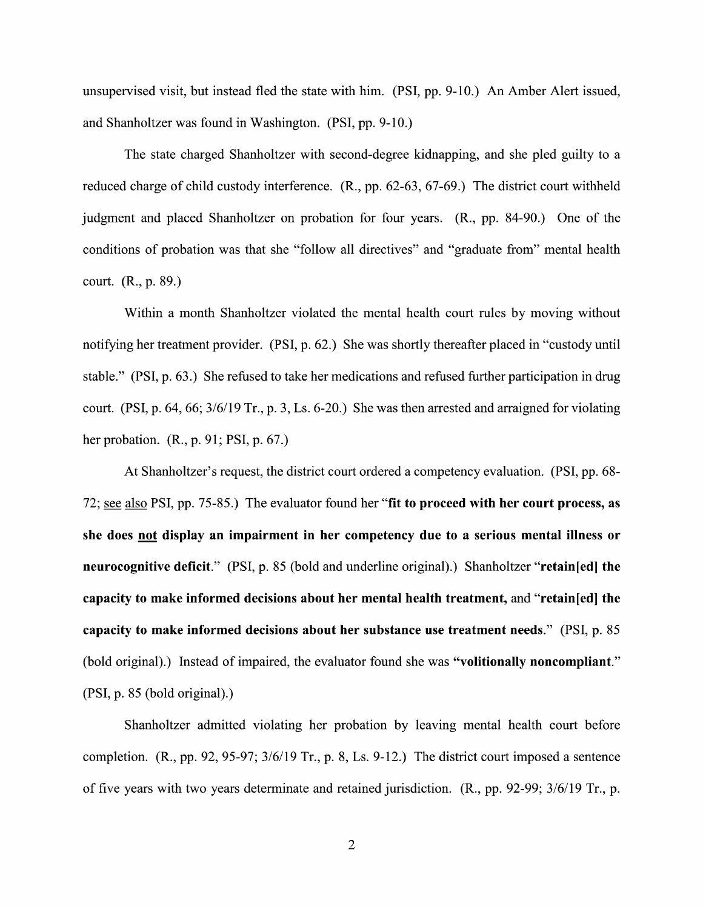unsupervised visit, but instead fled the state with him. (PSI, pp. 9-10.) An Amber Alert issued, and Shanholtzer was found in Washington. (PSI, pp. 9-10.)

The state charged Shanholtzer with second-degree kidnapping, and she pled guilty to a reduced charge of child custody interference. (R., pp. 62-63, 67-69.) The district court withheld judgment and placed Shanholtzer on probation for four years. (R., pp. 84-90.) One of the conditions of probation was that she "follow all directives" and "graduate from" mental health court. (R., p. 89.)

Within a month Shanholtzer violated the mental health court rules by moving without notifying her treatment provider. (PSI, p. 62.) She was shortly thereafter placed in "custody until stable." (PSI, p. 63.) She refused to take her medications and refused further participation in drug court. (PSI, p. 64, 66; 3/6/19 Tr., p. 3, Ls. 6-20.) She was then arrested and arraigned for violating her probation. (R., p. 91; PSI, p. 67.)

At Shanholtzer's request, the district court ordered a competency evaluation. (PSI, pp. 68-72; <u>see</u> <u>also</u> PSI, pp. 75-85.) The evaluator found her "**fit to proceed with her court process, as she does <u>not</u> display an impairment in her competency due to a serious mental illness or neurocognitive deficit**." (PSI, p. 85 (bold and underline original).) Shanholtzer "**retain[ed] the capacity to make informed decisions about her mental health treatment,** and "**retain[ed] the capacity to make informed decisions about her substance use treatment needs**." (PSI, p. 85 (bold original).) Instead of impaired, the evaluator found she was **"volitionally noncompliant**." (PSI, p. 85 (bold original).)

Shanholtzer admitted violating her probation by leaving mental health court before completion. (R., pp. 92, 95-97; 3/6/19 Tr., p. 8, Ls. 9-12.) The district court imposed a sentence of five years with two years determinate and retained jurisdiction. (R., pp. 92-99; 3/6/19 Tr., p.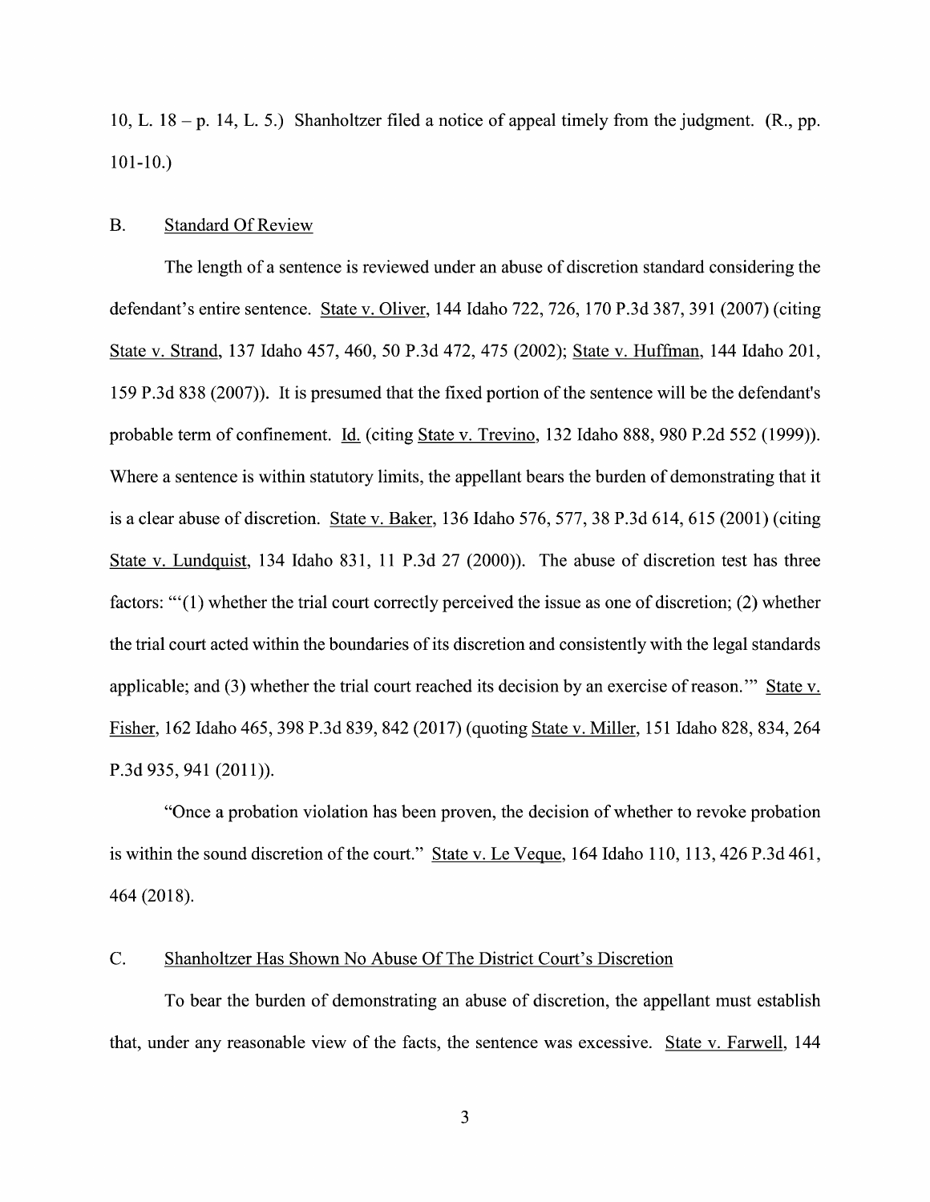10, L. 18 – p. 14, L. 5.) Shanholtzer filed a notice of appeal timely from the judgment. (R., pp. 101-10.)

## B. Standard Of Review

The length of a sentence is reviewed under an abuse of discretion standard considering the defendant's entire sentence. State v. Oliver, 144 Idaho 722, 726, 170 P.3d 387, 391 (2007) (citing State v. Strand, 137 Idaho 457, 460, 50 P.3d 472, 475 (2002); State v. Huffman, 144 Idaho 201, 159 P.3d 838 (2007)). It is presumed that the fixed portion of the sentence will be the defendant's probable term of confinement. Id. (citing State v. Trevino, 132 Idaho 888, 980 P.2d 552 (1999)). Where a sentence is within statutory limits, the appellant bears the burden of demonstrating that it is a clear abuse of discretion. State v. Baker, 136 Idaho 576, 577, 38 P.3d 614, 615 (2001) (citing State v. Lundquist, 134 Idaho 831, 11 P.3d 27 (2000)). The abuse of discretion test has three factors: "'(1) whether the trial court correctly perceived the issue as one of discretion; (2) whether the trial court acted within the boundaries of its discretion and consistently with the legal standards applicable; and (3) whether the trial court reached its decision by an exercise of reason.'" State v. Fisher, 162 Idaho 465, 398 P.3d 839, 842 (2017) (quoting State v. Miller, 151 Idaho 828, 834, 264 P.3d 935, 941 (2011)).

"Once a probation violation has been proven, the decision of whether to revoke probation is within the sound discretion of the court." State v. Le Veque, 164 Idaho 110, 113, 426 P.3d 461, 464 (2018).

## C. Shanholtzer Has Shown No Abuse Of The District Court's Discretion

To bear the burden of demonstrating an abuse of discretion, the appellant must establish that, under any reasonable view of the facts, the sentence was excessive. State v. Farwell, 144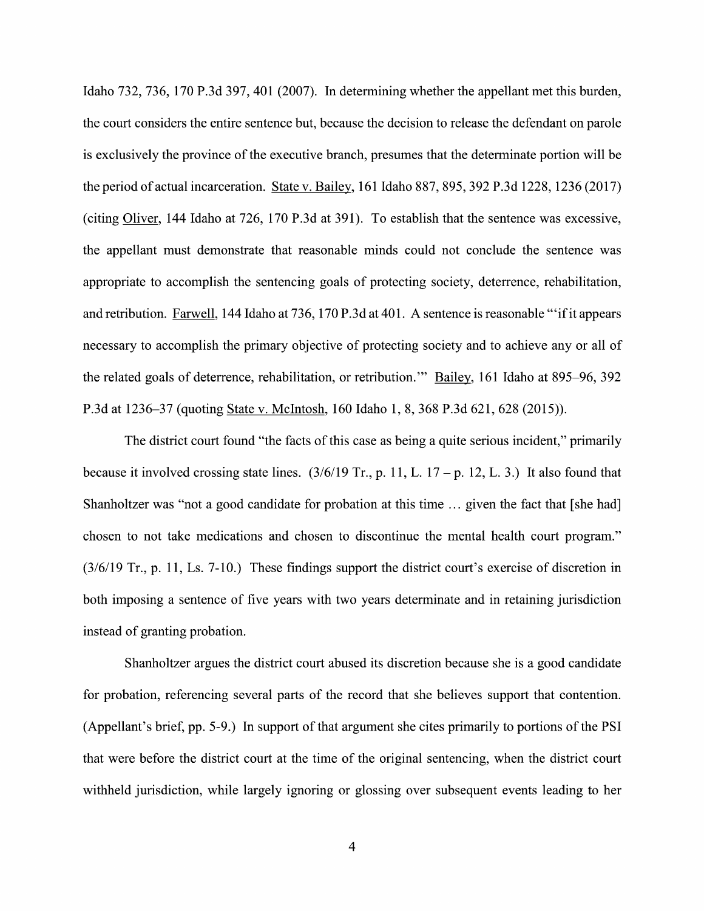Idaho 732, 736, 170 P.3d 397, 401 (2007). In determining whether the appellant met this burden, the court considers the entire sentence but, because the decision to release the defendant on parole is exclusively the province of the executive branch, presumes that the determinate portion will be the period of actual incarceration. State v. Bailey, 161 Idaho 887, 895, 392 P.3d 1228, 1236 (2017) (citing Oliver, 144 Idaho at 726, 170 P.3d at 391). To establish that the sentence was excessive, the appellant must demonstrate that reasonable minds could not conclude the sentence was appropriate to accomplish the sentencing goals of protecting society, deterrence, rehabilitation, and retribution. Farwell, 144 Idaho at 736, 170 P.3d at 401. A sentence is reasonable "'if it appears necessary to accomplish the primary objective of protecting society and to achieve any or all of the related goals of deterrence, rehabilitation, or retribution.'" Bailey, 161 Idaho at 895–96, 392 P.3d at 1236–37 (quoting State v. McIntosh, 160 Idaho 1, 8, 368 P.3d 621, 628 (2015)).

The district court found "the facts of this case as being a quite serious incident," primarily because it involved crossing state lines. (3/6/19 Tr., p. 11, L. 17 – p. 12, L. 3.) It also found that Shanholtzer was "not a good candidate for probation at this time … given the fact that [she had] chosen to not take medications and chosen to discontinue the mental health court program." (3/6/19 Tr., p. 11, Ls. 7-10.) These findings support the district court's exercise of discretion in both imposing a sentence of five years with two years determinate and in retaining jurisdiction instead of granting probation.

Shanholtzer argues the district court abused its discretion because she is a good candidate for probation, referencing several parts of the record that she believes support that contention. (Appellant's brief, pp. 5-9.) In support of that argument she cites primarily to portions of the PSI that were before the district court at the time of the original sentencing, when the district court withheld jurisdiction, while largely ignoring or glossing over subsequent events leading to her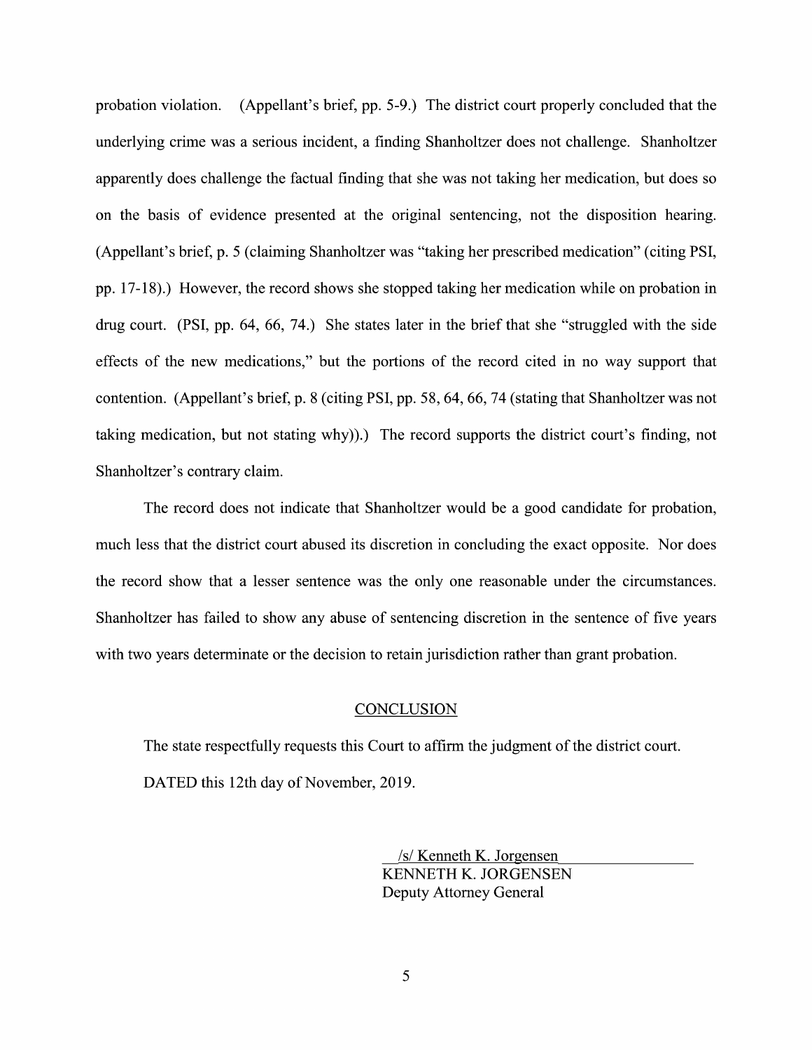probation violation. (Appellant's brief, pp. 5-9.) The district court properly concluded that the underlying crime was a serious incident, a finding Shanholtzer does not challenge. Shanholtzer apparently does challenge the factual finding that she was not taking her medication, but does so on the basis of evidence presented at the original sentencing, not the disposition hearing. (Appellant's brief, p. 5 (claiming Shanholtzer was "taking her prescribed medication" (citing PSI, pp. 17-18).) However, the record shows she stopped taking her medication while on probation in drug court. (PSI, pp. 64, 66, 74.) She states later in the brief that she "struggled with the side effects of the new medications," but the portions of the record cited in no way support that contention. (Appellant's brief, p. 8 (citing PSI, pp. 58, 64, 66, 74 (stating that Shanholtzer was not taking medication, but not stating why)).) The record supports the district court's finding, not Shanholtzer's contrary claim.

The record does not indicate that Shanholtzer would be a good candidate for probation, much less that the district court abused its discretion in concluding the exact opposite. Nor does the record show that a lesser sentence was the only one reasonable under the circumstances. Shanholtzer has failed to show any abuse of sentencing discretion in the sentence of five years with two years determinate or the decision to retain jurisdiction rather than grant probation.

## CONCLUSION

The state respectfully requests this Court to affirm the judgment of the district court.

DATED this 12th day of November, 2019.

/s/ Kenneth K. Jorgensen
KENNETH K. JORGENSEN
Deputy Attorney General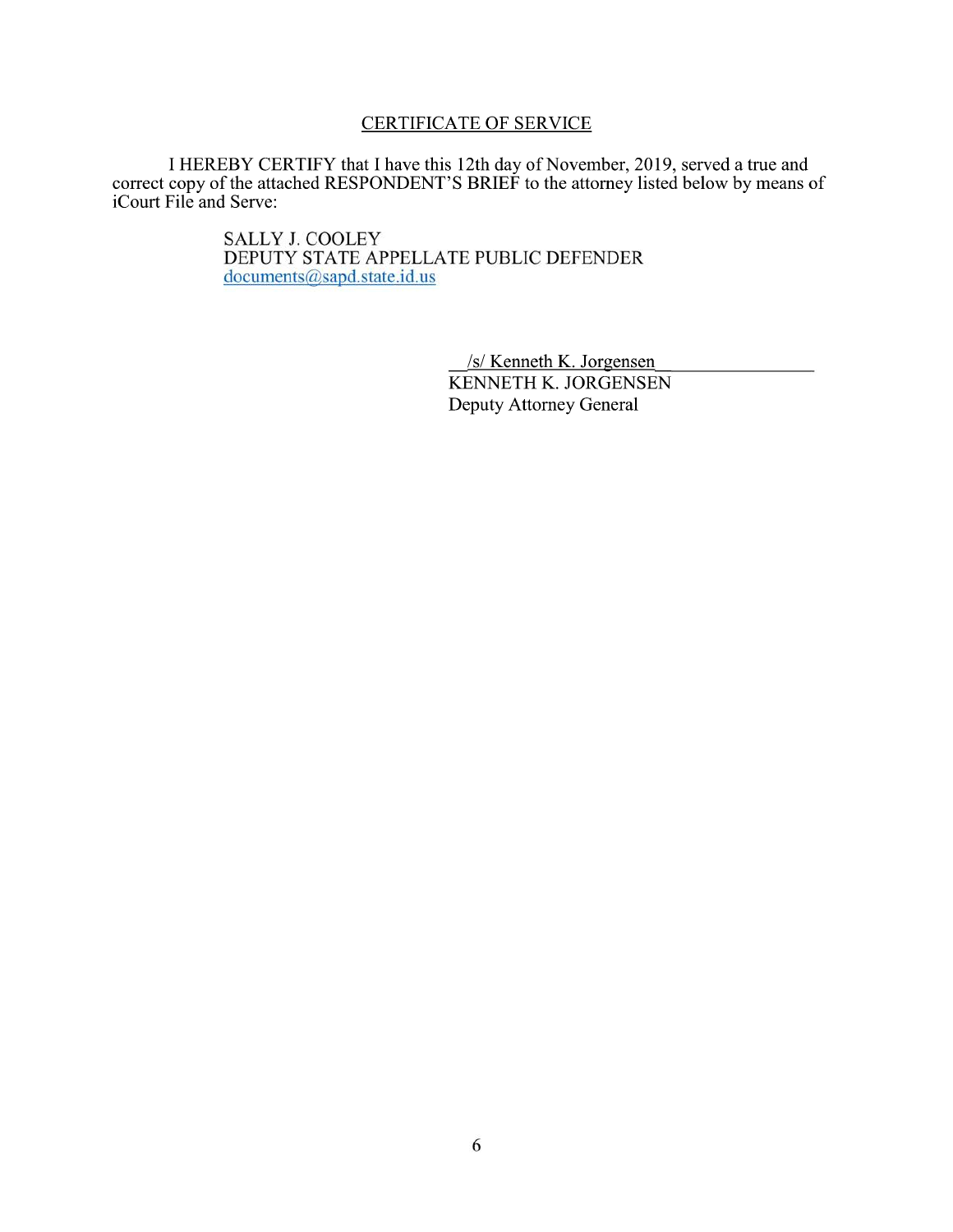CERTIFICATE OF SERVICE

I HEREBY CERTIFY that I have this 12th day of November, 2019, served a true and correct copy of the attached RESPONDENT'S BRIEF to the attorney listed below by means of iCourt File and Serve:

SALLY J. COOLEY
DEPUTY STATE APPELLATE PUBLIC DEFENDER
documents@sapd.state.id.us

/s/ Kenneth K. Jorgensen
KENNETH K. JORGENSEN
Deputy Attorney General